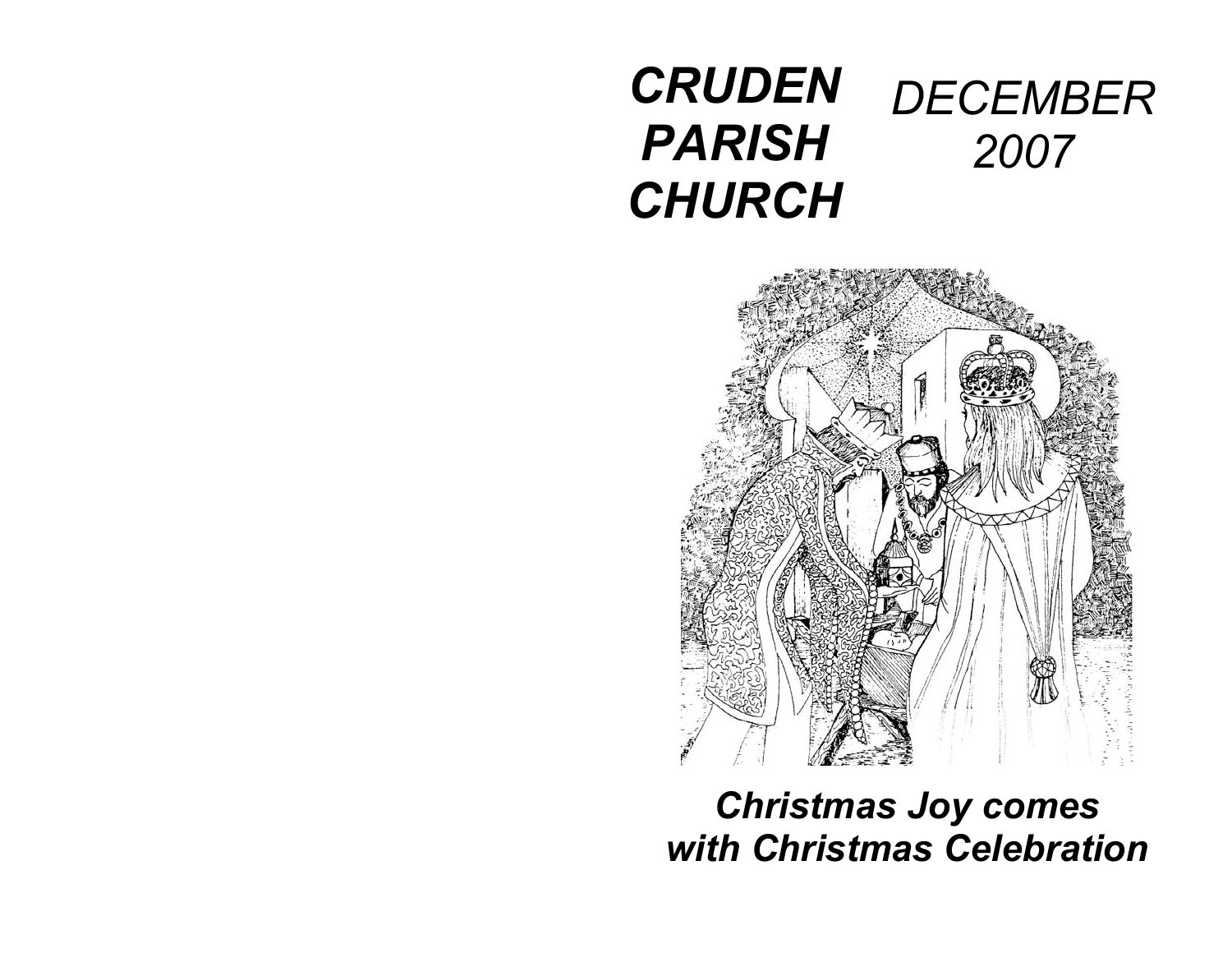# *CRUDEN PARISH CHURCH*

*DECEMBER 2007*

***Christmas Joy comes with Christmas Celebration***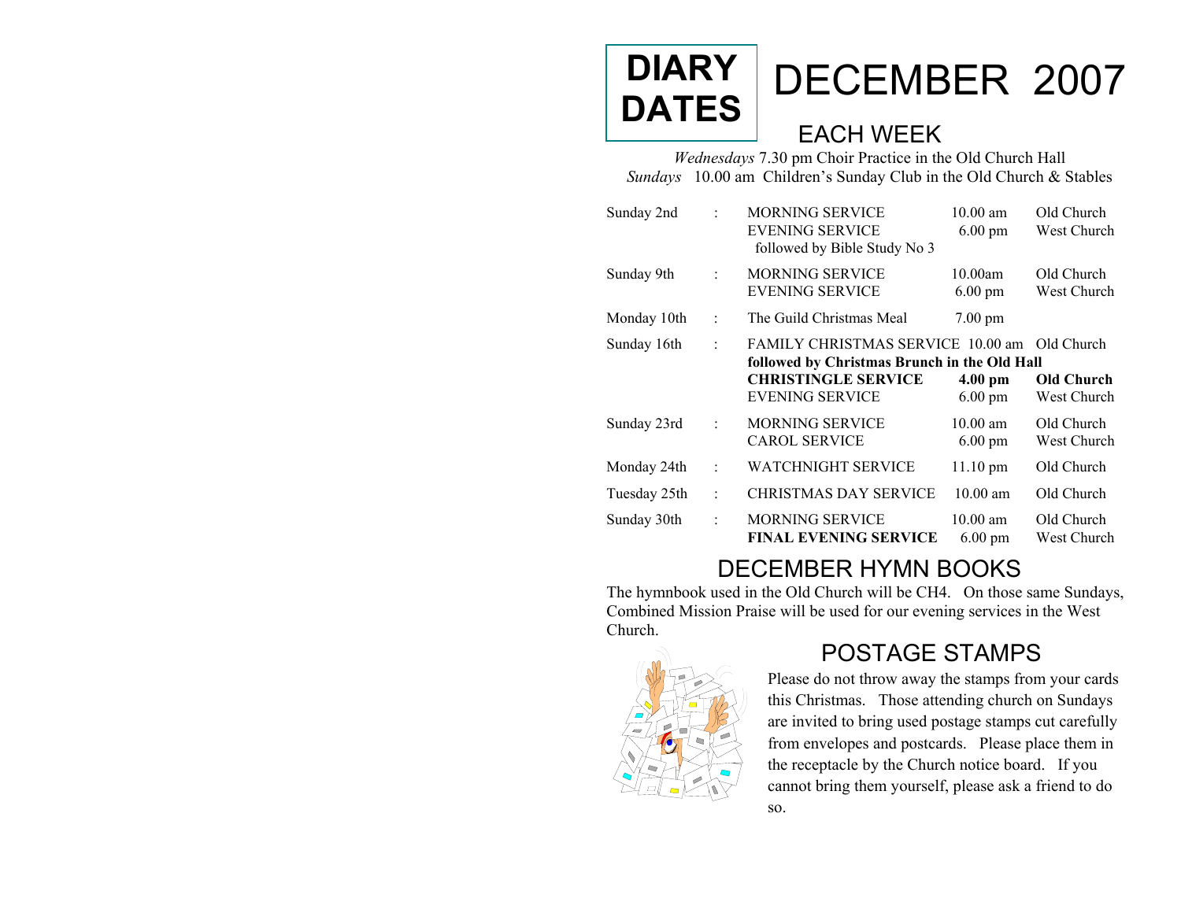# DIARY DATES

# DECEMBER 2007

## EACH WEEK

*Wednesdays* 7.30 pm Choir Practice in the Old Church Hall

*Sundays* 10.00 am Children's Sunday Club in the Old Church & Stables

| | | | | |
|---|---|---|---|---|
| Sunday 2nd | : | MORNING SERVICE | 10.00 am | Old Church |
| | | EVENING SERVICE | 6.00 pm | West Church |
| | | followed by Bible Study No 3 | | |
| Sunday 9th | : | MORNING SERVICE | 10.00am | Old Church |
| | | EVENING SERVICE | 6.00 pm | West Church |
| Monday 10th | : | The Guild Christmas Meal | 7.00 pm | |
| Sunday 16th | : | FAMILY CHRISTMAS SERVICE | 10.00 am | Old Church |
| | | **followed by Christmas Brunch in the Old Hall** | | |
| | | **CHRISTINGLE SERVICE** | **4.00 pm** | **Old Church** |
| | | EVENING SERVICE | 6.00 pm | West Church |
| Sunday 23rd | : | MORNING SERVICE | 10.00 am | Old Church |
| | | CAROL SERVICE | 6.00 pm | West Church |
| Monday 24th | : | WATCHNIGHT SERVICE | 11.10 pm | Old Church |
| Tuesday 25th | : | CHRISTMAS DAY SERVICE | 10.00 am | Old Church |
| Sunday 30th | : | MORNING SERVICE | 10.00 am | Old Church |
| | | **FINAL EVENING SERVICE** | 6.00 pm | West Church |

## DECEMBER HYMN BOOKS

The hymnbook used in the Old Church will be CH4. On those same Sundays, Combined Mission Praise will be used for our evening services in the West Church.

## POSTAGE STAMPS

Please do not throw away the stamps from your cards this Christmas. Those attending church on Sundays are invited to bring used postage stamps cut carefully from envelopes and postcards. Please place them in the receptacle by the Church notice board. If you cannot bring them yourself, please ask a friend to do so.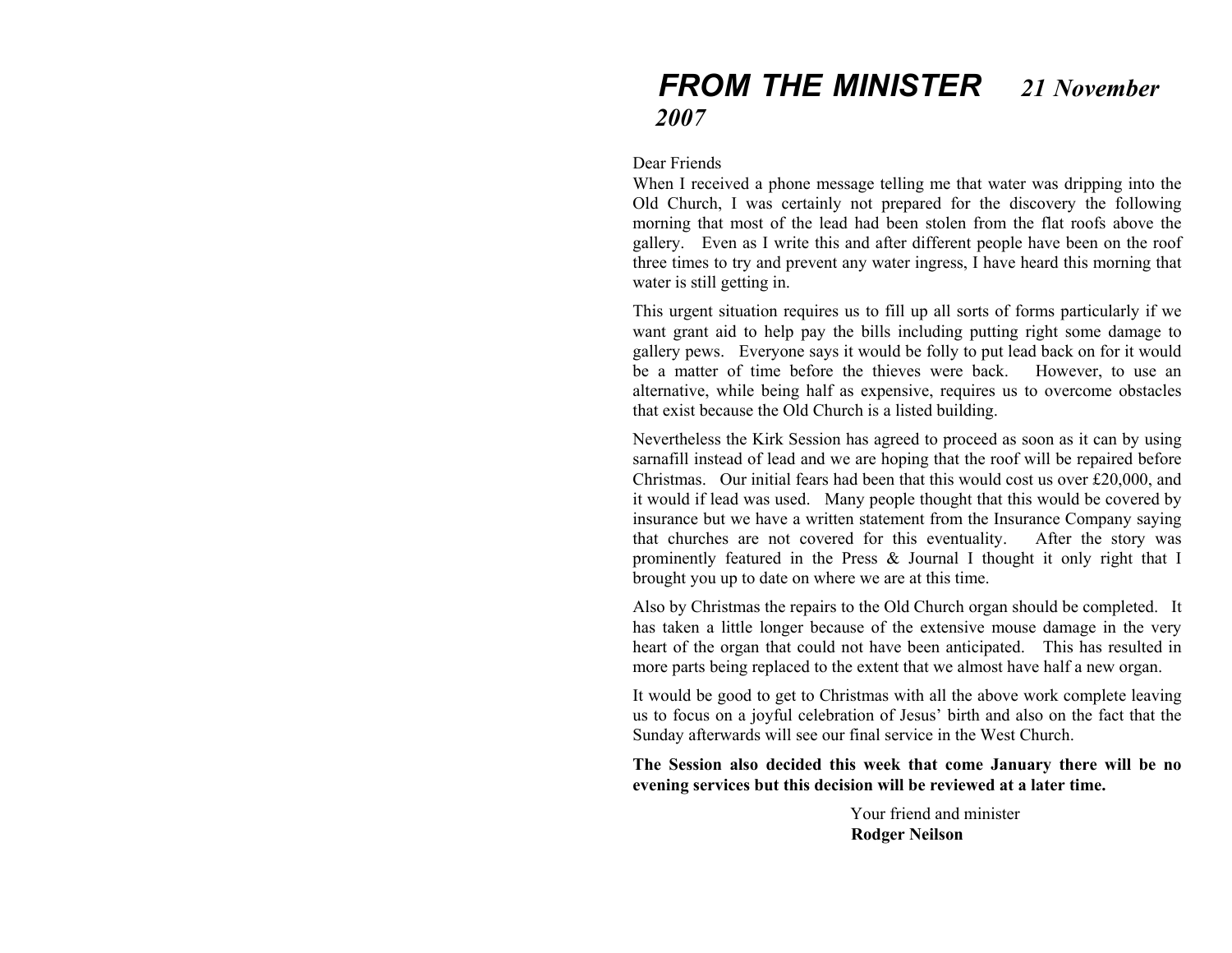# *FROM THE MINISTER* ***21 November 2007***

Dear Friends

When I received a phone message telling me that water was dripping into the Old Church, I was certainly not prepared for the discovery the following morning that most of the lead had been stolen from the flat roofs above the gallery. Even as I write this and after different people have been on the roof three times to try and prevent any water ingress, I have heard this morning that water is still getting in.

This urgent situation requires us to fill up all sorts of forms particularly if we want grant aid to help pay the bills including putting right some damage to gallery pews. Everyone says it would be folly to put lead back on for it would be a matter of time before the thieves were back. However, to use an alternative, while being half as expensive, requires us to overcome obstacles that exist because the Old Church is a listed building.

Nevertheless the Kirk Session has agreed to proceed as soon as it can by using sarnafill instead of lead and we are hoping that the roof will be repaired before Christmas. Our initial fears had been that this would cost us over £20,000, and it would if lead was used. Many people thought that this would be covered by insurance but we have a written statement from the Insurance Company saying that churches are not covered for this eventuality. After the story was prominently featured in the Press & Journal I thought it only right that I brought you up to date on where we are at this time.

Also by Christmas the repairs to the Old Church organ should be completed. It has taken a little longer because of the extensive mouse damage in the very heart of the organ that could not have been anticipated. This has resulted in more parts being replaced to the extent that we almost have half a new organ.

It would be good to get to Christmas with all the above work complete leaving us to focus on a joyful celebration of Jesus' birth and also on the fact that the Sunday afterwards will see our final service in the West Church.

**The Session also decided this week that come January there will be no evening services but this decision will be reviewed at a later time.**

Your friend and minister
**Rodger Neilson**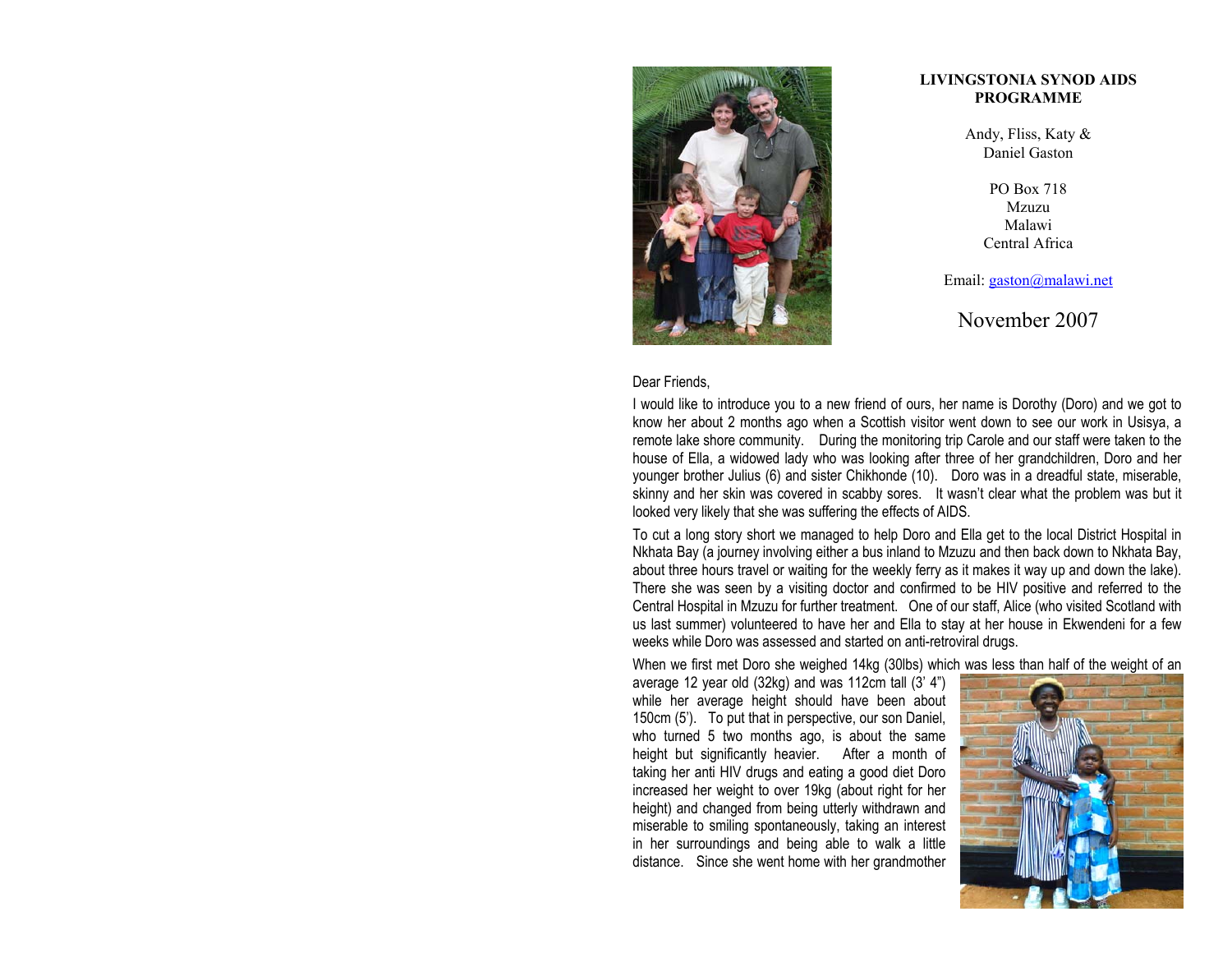**LIVINGSTONIA SYNOD AIDS PROGRAMME**

Andy, Fliss, Katy & Daniel Gaston

PO Box 718
Mzuzu
Malawi
Central Africa

Email: gaston@malawi.net

November 2007

Dear Friends,

I would like to introduce you to a new friend of ours, her name is Dorothy (Doro) and we got to know her about 2 months ago when a Scottish visitor went down to see our work in Usisya, a remote lake shore community. During the monitoring trip Carole and our staff were taken to the house of Ella, a widowed lady who was looking after three of her grandchildren, Doro and her younger brother Julius (6) and sister Chikhonde (10). Doro was in a dreadful state, miserable, skinny and her skin was covered in scabby sores. It wasn't clear what the problem was but it looked very likely that she was suffering the effects of AIDS.

To cut a long story short we managed to help Doro and Ella get to the local District Hospital in Nkhata Bay (a journey involving either a bus inland to Mzuzu and then back down to Nkhata Bay, about three hours travel or waiting for the weekly ferry as it makes it way up and down the lake). There she was seen by a visiting doctor and confirmed to be HIV positive and referred to the Central Hospital in Mzuzu for further treatment. One of our staff, Alice (who visited Scotland with us last summer) volunteered to have her and Ella to stay at her house in Ekwendeni for a few weeks while Doro was assessed and started on anti-retroviral drugs.

When we first met Doro she weighed 14kg (30lbs) which was less than half of the weight of an average 12 year old (32kg) and was 112cm tall (3' 4") while her average height should have been about 150cm (5'). To put that in perspective, our son Daniel, who turned 5 two months ago, is about the same height but significantly heavier. After a month of taking her anti HIV drugs and eating a good diet Doro increased her weight to over 19kg (about right for her height) and changed from being utterly withdrawn and miserable to smiling spontaneously, taking an interest in her surroundings and being able to walk a little distance. Since she went home with her grandmother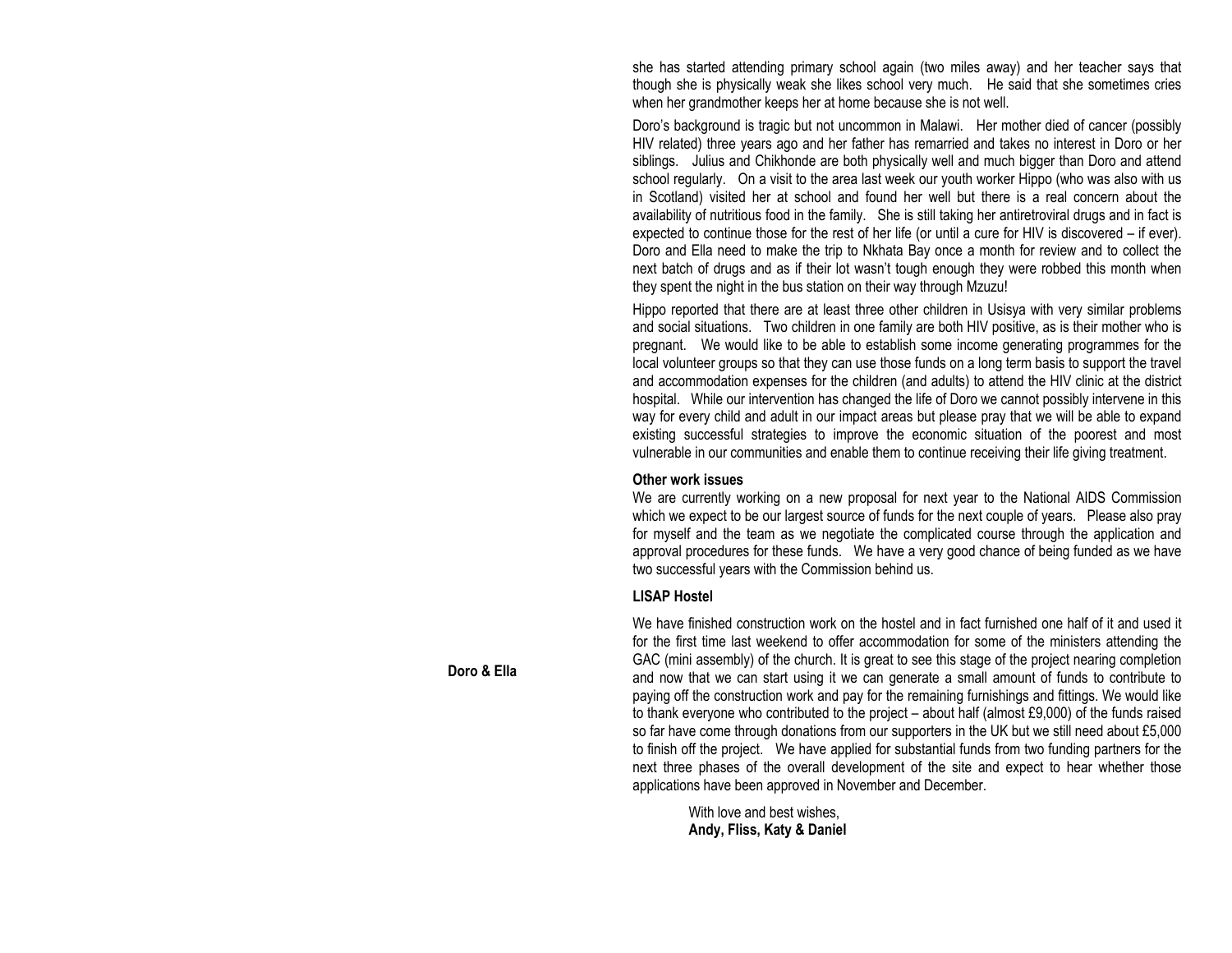she has started attending primary school again (two miles away) and her teacher says that though she is physically weak she likes school very much. He said that she sometimes cries when her grandmother keeps her at home because she is not well.

Doro's background is tragic but not uncommon in Malawi. Her mother died of cancer (possibly HIV related) three years ago and her father has remarried and takes no interest in Doro or her siblings. Julius and Chikhonde are both physically well and much bigger than Doro and attend school regularly. On a visit to the area last week our youth worker Hippo (who was also with us in Scotland) visited her at school and found her well but there is a real concern about the availability of nutritious food in the family. She is still taking her antiretroviral drugs and in fact is expected to continue those for the rest of her life (or until a cure for HIV is discovered – if ever). Doro and Ella need to make the trip to Nkhata Bay once a month for review and to collect the next batch of drugs and as if their lot wasn't tough enough they were robbed this month when they spent the night in the bus station on their way through Mzuzu!

Hippo reported that there are at least three other children in Usisya with very similar problems and social situations. Two children in one family are both HIV positive, as is their mother who is pregnant. We would like to be able to establish some income generating programmes for the local volunteer groups so that they can use those funds on a long term basis to support the travel and accommodation expenses for the children (and adults) to attend the HIV clinic at the district hospital. While our intervention has changed the life of Doro we cannot possibly intervene in this way for every child and adult in our impact areas but please pray that we will be able to expand existing successful strategies to improve the economic situation of the poorest and most vulnerable in our communities and enable them to continue receiving their life giving treatment.

**Doro & Ella**

**Other work issues**

We are currently working on a new proposal for next year to the National AIDS Commission which we expect to be our largest source of funds for the next couple of years. Please also pray for myself and the team as we negotiate the complicated course through the application and approval procedures for these funds. We have a very good chance of being funded as we have two successful years with the Commission behind us.

**LISAP Hostel**

We have finished construction work on the hostel and in fact furnished one half of it and used it for the first time last weekend to offer accommodation for some of the ministers attending the GAC (mini assembly) of the church. It is great to see this stage of the project nearing completion and now that we can start using it we can generate a small amount of funds to contribute to paying off the construction work and pay for the remaining furnishings and fittings. We would like to thank everyone who contributed to the project – about half (almost £9,000) of the funds raised so far have come through donations from our supporters in the UK but we still need about £5,000 to finish off the project. We have applied for substantial funds from two funding partners for the next three phases of the overall development of the site and expect to hear whether those applications have been approved in November and December.

With love and best wishes,
**Andy, Fliss, Katy & Daniel**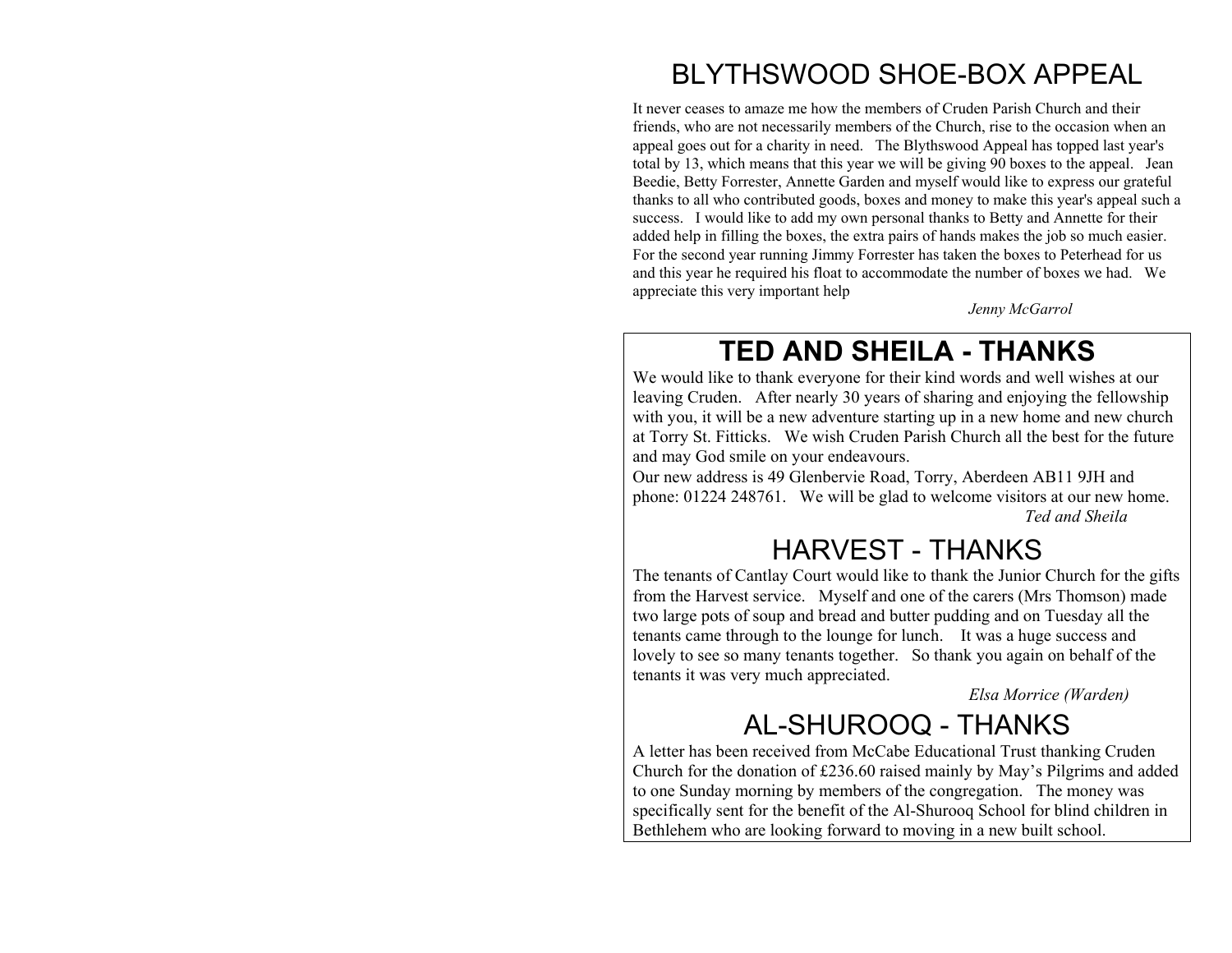# BLYTHSWOOD SHOE-BOX APPEAL

It never ceases to amaze me how the members of Cruden Parish Church and their friends, who are not necessarily members of the Church, rise to the occasion when an appeal goes out for a charity in need. The Blythswood Appeal has topped last year's total by 13, which means that this year we will be giving 90 boxes to the appeal. Jean Beedie, Betty Forrester, Annette Garden and myself would like to express our grateful thanks to all who contributed goods, boxes and money to make this year's appeal such a success. I would like to add my own personal thanks to Betty and Annette for their added help in filling the boxes, the extra pairs of hands makes the job so much easier. For the second year running Jimmy Forrester has taken the boxes to Peterhead for us and this year he required his float to accommodate the number of boxes we had. We appreciate this very important help

*Jenny McGarrol*

# TED AND SHEILA - THANKS

We would like to thank everyone for their kind words and well wishes at our leaving Cruden. After nearly 30 years of sharing and enjoying the fellowship with you, it will be a new adventure starting up in a new home and new church at Torry St. Fitticks. We wish Cruden Parish Church all the best for the future and may God smile on your endeavours.

Our new address is 49 Glenbervie Road, Torry, Aberdeen AB11 9JH and phone: 01224 248761. We will be glad to welcome visitors at our new home.

*Ted and Sheila*

# HARVEST - THANKS

The tenants of Cantlay Court would like to thank the Junior Church for the gifts from the Harvest service. Myself and one of the carers (Mrs Thomson) made two large pots of soup and bread and butter pudding and on Tuesday all the tenants came through to the lounge for lunch. It was a huge success and lovely to see so many tenants together. So thank you again on behalf of the tenants it was very much appreciated.

*Elsa Morrice (Warden)*

# AL-SHUROOQ - THANKS

A letter has been received from McCabe Educational Trust thanking Cruden Church for the donation of £236.60 raised mainly by May's Pilgrims and added to one Sunday morning by members of the congregation. The money was specifically sent for the benefit of the Al-Shurooq School for blind children in Bethlehem who are looking forward to moving in a new built school.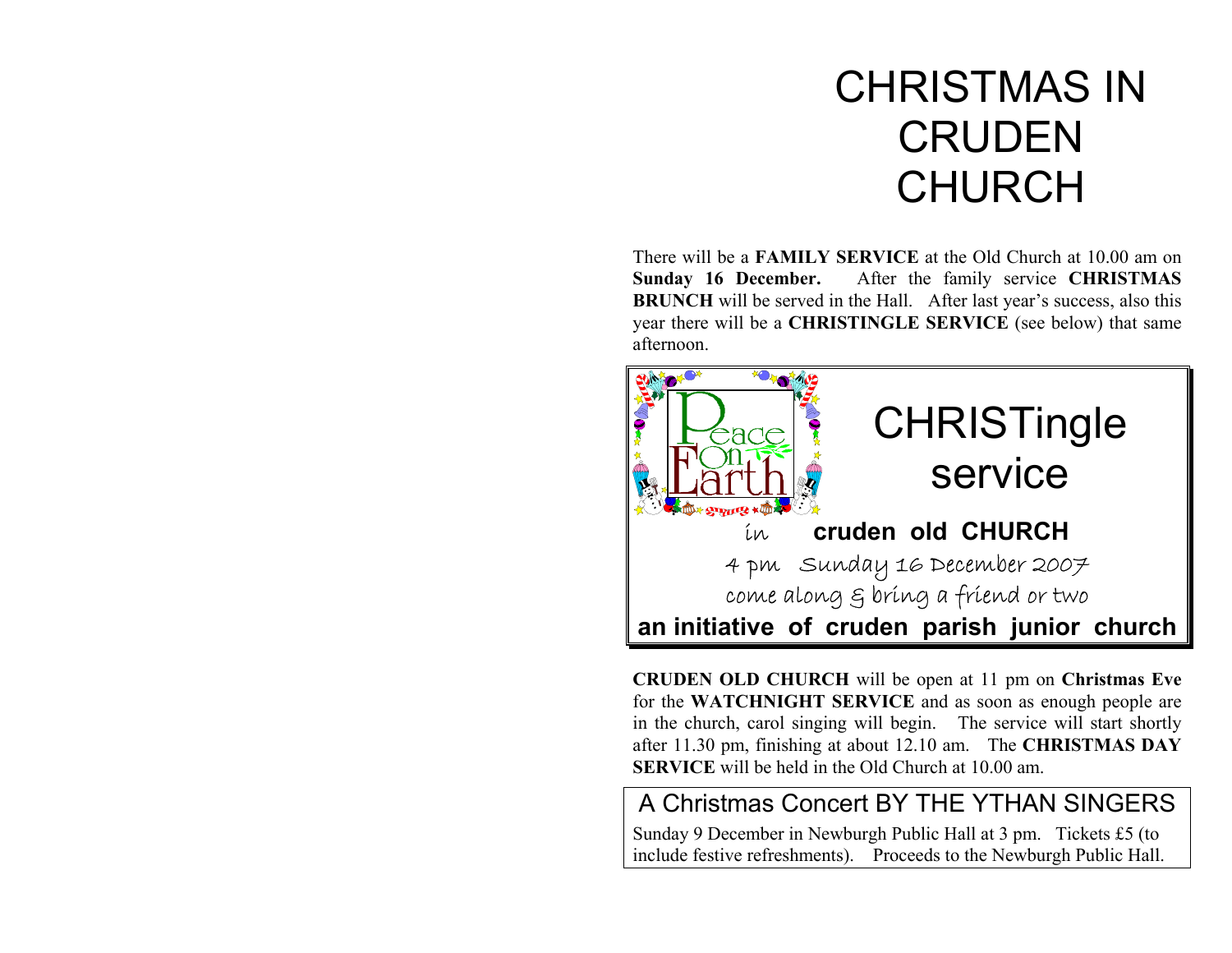# CHRISTMAS IN CRUDEN CHURCH

There will be a **FAMILY SERVICE** at the Old Church at 10.00 am on **Sunday 16 December.** After the family service **CHRISTMAS BRUNCH** will be served in the Hall. After last year's success, also this year there will be a **CHRISTINGLE SERVICE** (see below) that same afternoon.

Peace On Earth

## CHRISTingle service

in **cruden old CHURCH**

4 pm Sunday 16 December 2007

come along & bring a friend or two

**an initiative of cruden parish junior church**

**CRUDEN OLD CHURCH** will be open at 11 pm on **Christmas Eve** for the **WATCHNIGHT SERVICE** and as soon as enough people are in the church, carol singing will begin. The service will start shortly after 11.30 pm, finishing at about 12.10 am. The **CHRISTMAS DAY SERVICE** will be held in the Old Church at 10.00 am.

## A Christmas Concert BY THE YTHAN SINGERS

Sunday 9 December in Newburgh Public Hall at 3 pm. Tickets £5 (to include festive refreshments). Proceeds to the Newburgh Public Hall.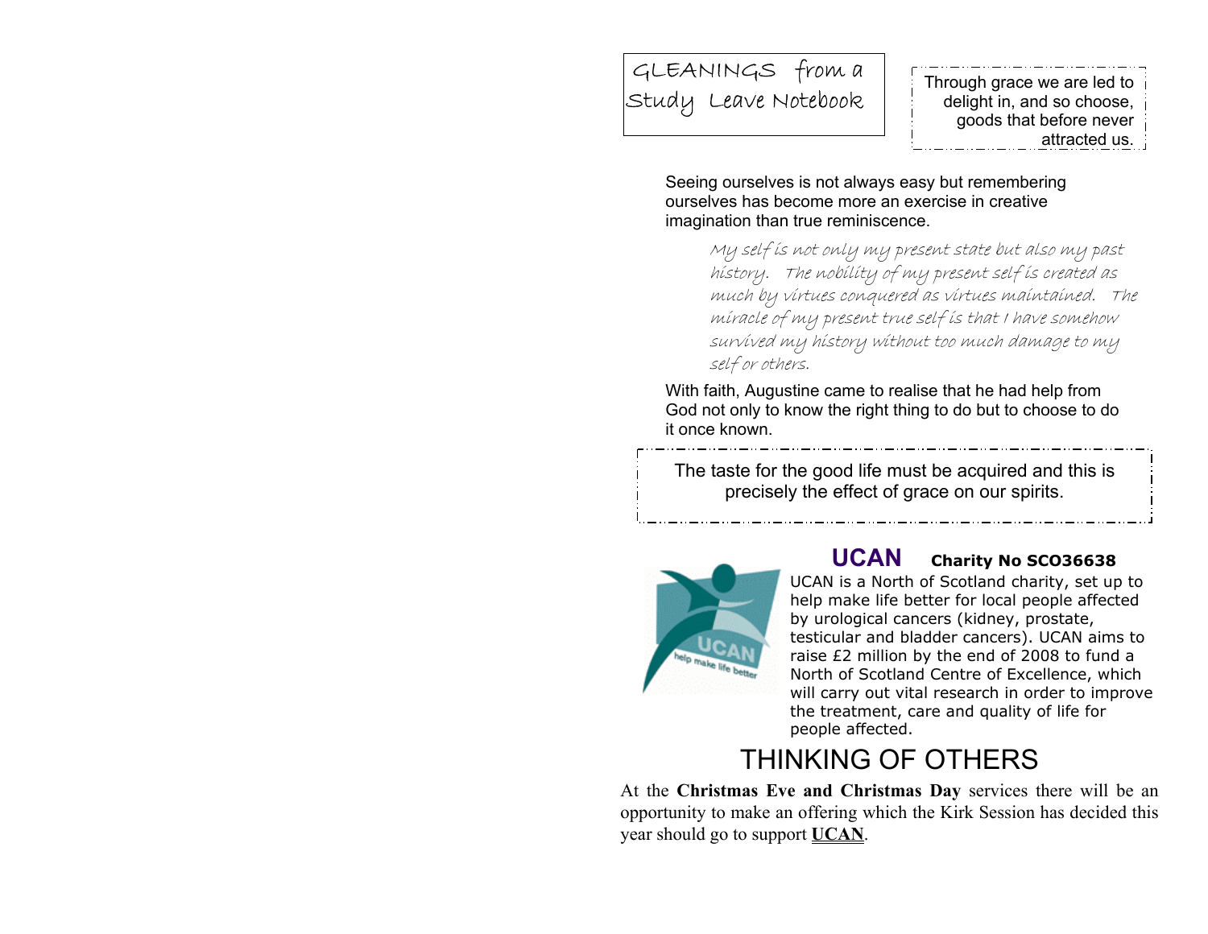# GLEANINGS from a Study Leave Notebook

> Through grace we are led to delight in, and so choose, goods that before never attracted us.

Seeing ourselves is not always easy but remembering ourselves has become more an exercise in creative imagination than true reminiscence.

> *My self is not only my present state but also my past history. The nobility of my present self is created as much by virtues conquered as virtues maintained. The miracle of my present true self is that I have somehow survived my history without too much damage to my self or others.*

With faith, Augustine came to realise that he had help from God not only to know the right thing to do but to choose to do it once known.

> The taste for the good life must be acquired and this is precisely the effect of grace on our spirits.

## UCAN **Charity No SCO36638**

UCAN is a North of Scotland charity, set up to help make life better for local people affected by urological cancers (kidney, prostate, testicular and bladder cancers). UCAN aims to raise £2 million by the end of 2008 to fund a North of Scotland Centre of Excellence, which will carry out vital research in order to improve the treatment, care and quality of life for people affected.

# THINKING OF OTHERS

At the **Christmas Eve and Christmas Day** services there will be an opportunity to make an offering which the Kirk Session has decided this year should go to support **UCAN**.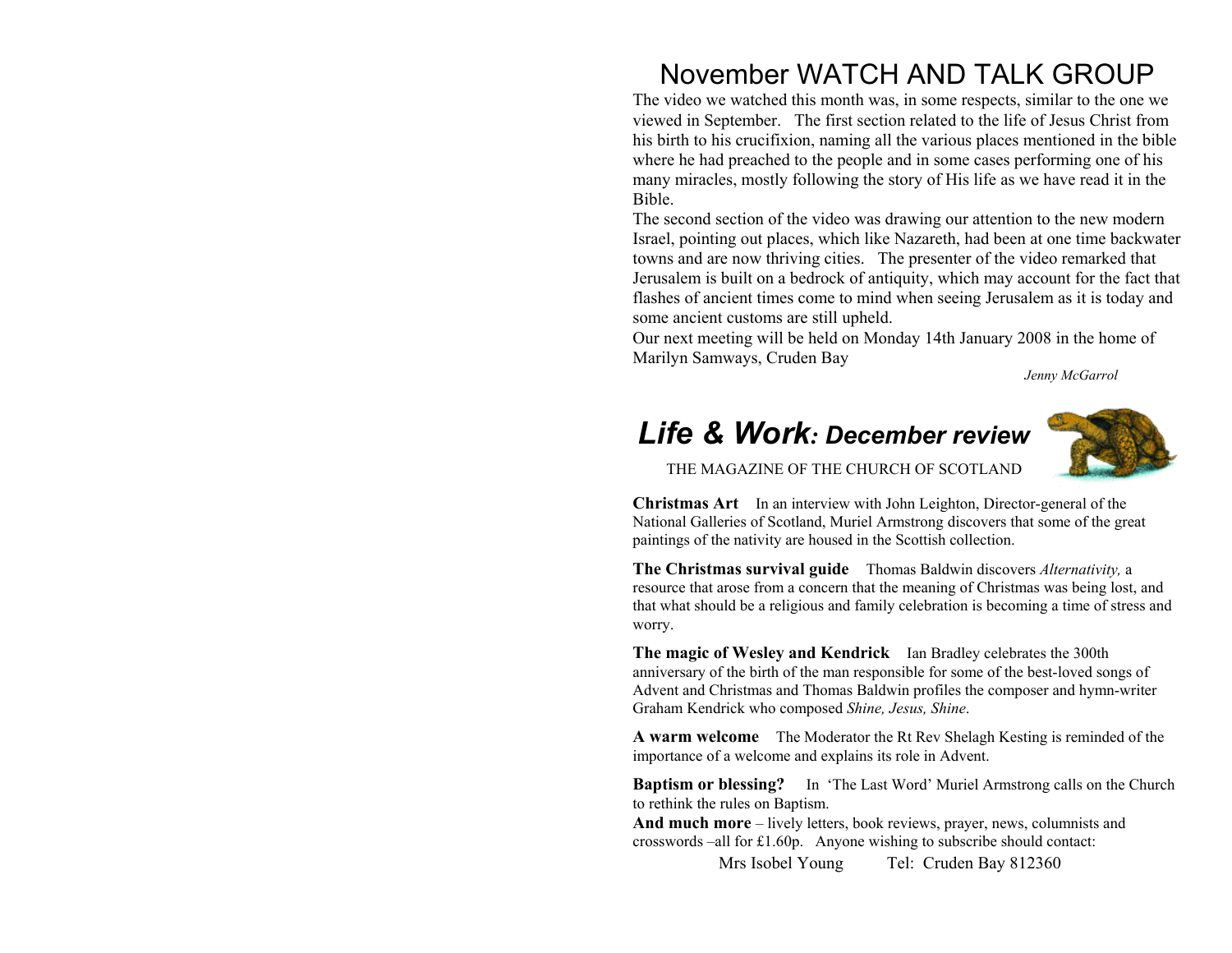# November WATCH AND TALK GROUP

The video we watched this month was, in some respects, similar to the one we viewed in September. The first section related to the life of Jesus Christ from his birth to his crucifixion, naming all the various places mentioned in the bible where he had preached to the people and in some cases performing one of his many miracles, mostly following the story of His life as we have read it in the Bible.

The second section of the video was drawing our attention to the new modern Israel, pointing out places, which like Nazareth, had been at one time backwater towns and are now thriving cities. The presenter of the video remarked that Jerusalem is built on a bedrock of antiquity, which may account for the fact that flashes of ancient times come to mind when seeing Jerusalem as it is today and some ancient customs are still upheld.

Our next meeting will be held on Monday 14th January 2008 in the home of Marilyn Samways, Cruden Bay

*Jenny McGarrol*

# *Life & Work: December review*

THE MAGAZINE OF THE CHURCH OF SCOTLAND

**Christmas Art** In an interview with John Leighton, Director-general of the National Galleries of Scotland, Muriel Armstrong discovers that some of the great paintings of the nativity are housed in the Scottish collection.

**The Christmas survival guide** Thomas Baldwin discovers *Alternativity,* a resource that arose from a concern that the meaning of Christmas was being lost, and that what should be a religious and family celebration is becoming a time of stress and worry.

**The magic of Wesley and Kendrick** Ian Bradley celebrates the 300th anniversary of the birth of the man responsible for some of the best-loved songs of Advent and Christmas and Thomas Baldwin profiles the composer and hymn-writer Graham Kendrick who composed *Shine, Jesus, Shine*.

**A warm welcome** The Moderator the Rt Rev Shelagh Kesting is reminded of the importance of a welcome and explains its role in Advent.

**Baptism or blessing?** In 'The Last Word' Muriel Armstrong calls on the Church to rethink the rules on Baptism.

**And much more** – lively letters, book reviews, prayer, news, columnists and crosswords –all for £1.60p. Anyone wishing to subscribe should contact:

Mrs Isobel Young Tel: Cruden Bay 812360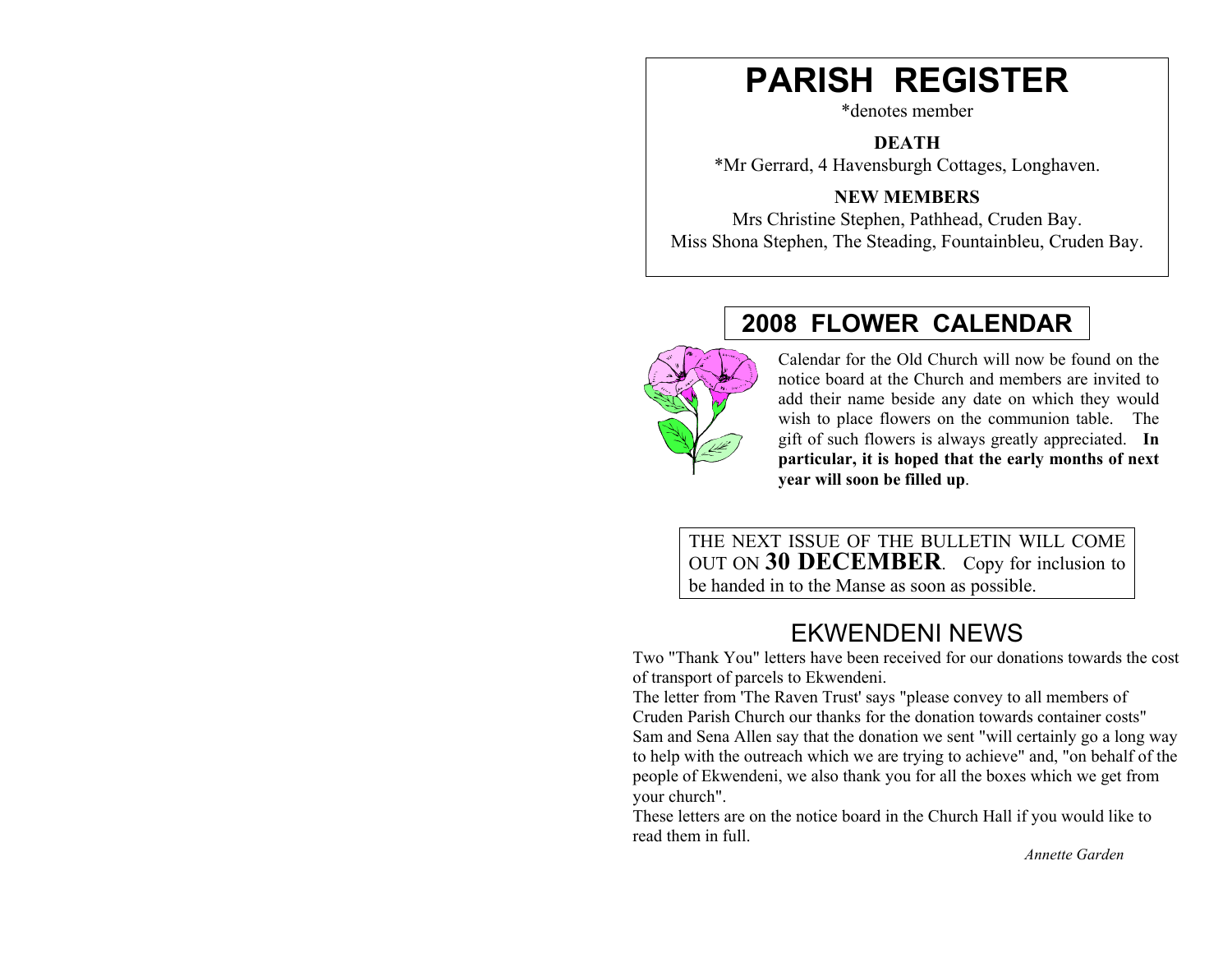# PARISH REGISTER

*denotes member

**DEATH**

*Mr Gerrard, 4 Havensburgh Cottages, Longhaven.

**NEW MEMBERS**

Mrs Christine Stephen, Pathhead, Cruden Bay.
Miss Shona Stephen, The Steading, Fountainbleu, Cruden Bay.

## 2008 FLOWER CALENDAR

Calendar for the Old Church will now be found on the notice board at the Church and members are invited to add their name beside any date on which they would wish to place flowers on the communion table. The gift of such flowers is always greatly appreciated. **In particular, it is hoped that the early months of next year will soon be filled up**.

THE NEXT ISSUE OF THE BULLETIN WILL COME OUT ON **30 DECEMBER**. Copy for inclusion to be handed in to the Manse as soon as possible.

## EKWENDENI NEWS

Two "Thank You" letters have been received for our donations towards the cost of transport of parcels to Ekwendeni.

The letter from 'The Raven Trust' says "please convey to all members of Cruden Parish Church our thanks for the donation towards container costs"

Sam and Sena Allen say that the donation we sent "will certainly go a long way to help with the outreach which we are trying to achieve" and, "on behalf of the people of Ekwendeni, we also thank you for all the boxes which we get from your church".

These letters are on the notice board in the Church Hall if you would like to read them in full.

*Annette Garden*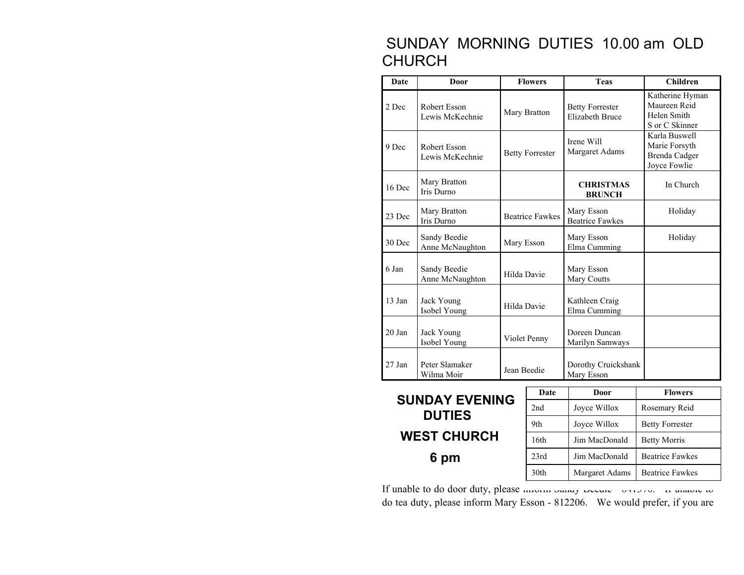# SUNDAY MORNING DUTIES 10.00 am OLD CHURCH

| Date | Door | Flowers | Teas | Children |
|---|---|---|---|---|
| 2 Dec | Robert Esson<br>Lewis McKechnie | Mary Bratton | Betty Forrester<br>Elizabeth Bruce | Katherine Hyman<br>Maureen Reid<br>Helen Smith<br>S or C Skinner |
| 9 Dec | Robert Esson<br>Lewis McKechnie | Betty Forrester | Irene Will<br>Margaret Adams | Karla Buswell<br>Marie Forsyth<br>Brenda Cadger<br>Joyce Fowlie |
| 16 Dec | Mary Bratton<br>Iris Durno | | **CHRISTMAS BRUNCH** | In Church |
| 23 Dec | Mary Bratton<br>Iris Durno | Beatrice Fawkes | Mary Esson<br>Beatrice Fawkes | Holiday |
| 30 Dec | Sandy Beedie<br>Anne McNaughton | Mary Esson | Mary Esson<br>Elma Cumming | Holiday |
| 6 Jan | Sandy Beedie<br>Anne McNaughton | Hilda Davie | Mary Esson<br>Mary Coutts | |
| 13 Jan | Jack Young<br>Isobel Young | Hilda Davie | Kathleen Craig<br>Elma Cumming | |
| 20 Jan | Jack Young<br>Isobel Young | Violet Penny | Doreen Duncan<br>Marilyn Samways | |
| 27 Jan | Peter Slamaker<br>Wilma Moir | Jean Beedie | Dorothy Cruickshank<br>Mary Esson | |

## SUNDAY EVENING DUTIES

## WEST CHURCH

## 6 pm

| Date | Door | Flowers |
|---|---|---|
| 2nd | Joyce Willox | Rosemary Reid |
| 9th | Joyce Willox | Betty Forrester |
| 16th | Jim MacDonald | Betty Morris |
| 23rd | Jim MacDonald | Beatrice Fawkes |
| 30th | Margaret Adams | Beatrice Fawkes |

If unable to do door duty, please inform Sandy Beedie - 841570. If unable to do tea duty, please inform Mary Esson - 812206. We would prefer, if you are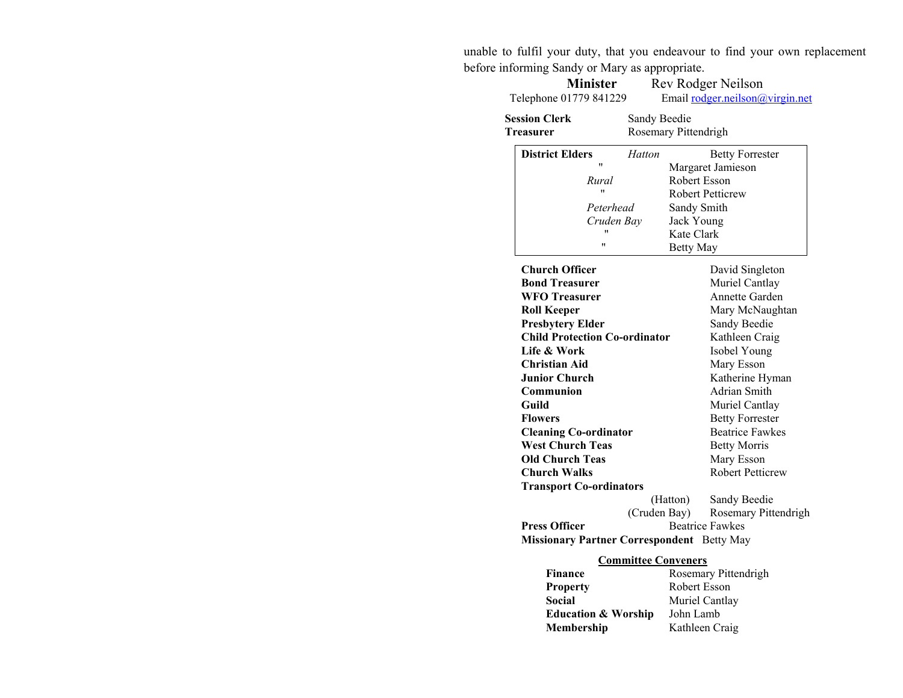unable to fulfil your duty, that you endeavour to find your own replacement before informing Sandy or Mary as appropriate.

**Minister** Rev Rodger Neilson

Telephone 01779 841229 Email [rodger.neilson@virgin.net](mailto:rodger.neilson@virgin.net)

**Session Clerk** Sandy Beedie
**Treasurer** Rosemary Pittendrigh

| **District Elders** | | |
|---|---|---|
| | *Hatton* | Betty Forrester |
| | " | Margaret Jamieson |
| | *Rural* | Robert Esson |
| | " | Robert Petticrew |
| | *Peterhead* | Sandy Smith |
| | *Cruden Bay* | Jack Young |
| | " | Kate Clark |
| | " | Betty May |

| | |
|---|---|
| **Church Officer** | David Singleton |
| **Bond Treasurer** | Muriel Cantlay |
| **WFO Treasurer** | Annette Garden |
| **Roll Keeper** | Mary McNaughtan |
| **Presbytery Elder** | Sandy Beedie |
| **Child Protection Co-ordinator** | Kathleen Craig |
| **Life & Work** | Isobel Young |
| **Christian Aid** | Mary Esson |
| **Junior Church** | Katherine Hyman |
| **Communion** | Adrian Smith |
| **Guild** | Muriel Cantlay |
| **Flowers** | Betty Forrester |
| **Cleaning Co-ordinator** | Beatrice Fawkes |
| **West Church Teas** | Betty Morris |
| **Old Church Teas** | Mary Esson |
| **Church Walks** | Robert Petticrew |
| **Transport Co-ordinators** | |
| (Hatton) | Sandy Beedie |
| (Cruden Bay) | Rosemary Pittendrigh |
| **Press Officer** | Beatrice Fawkes |
| **Missionary Partner Correspondent** | Betty May |

**Committee Conveners**

| | |
|---|---|
| **Finance** | Rosemary Pittendrigh |
| **Property** | Robert Esson |
| **Social** | Muriel Cantlay |
| **Education & Worship** | John Lamb |
| **Membership** | Kathleen Craig |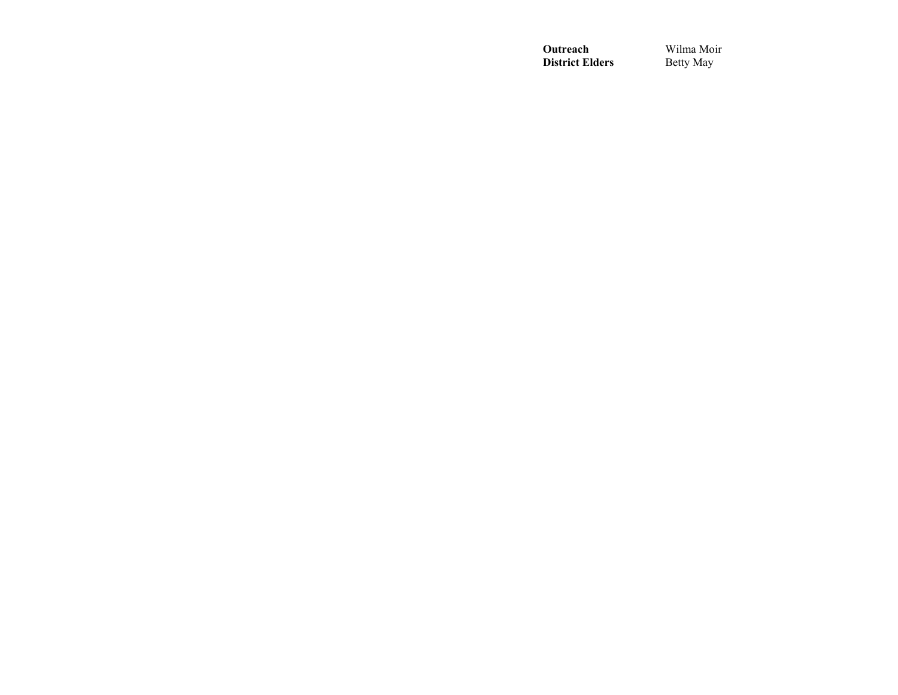| | |
|---|---|
| **Outreach** | Wilma Moir |
| **District Elders** | Betty May |